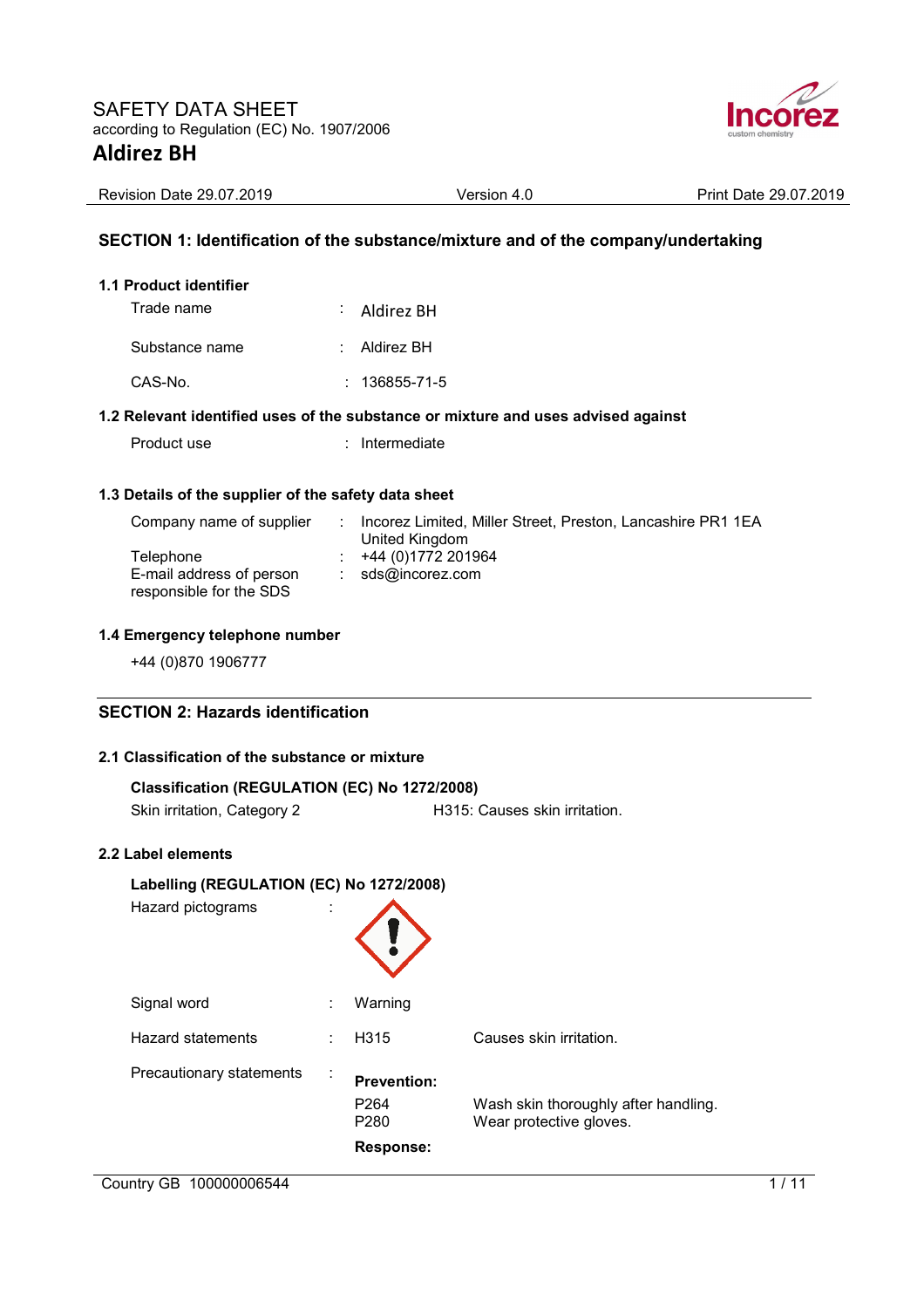# SAFETY DATA SHEET

according to Regulation (EC) No. 1907/2006

## Aldirez BH

| Revision Date 29.07.2019 | Version 4.0 | Print Date 29.07.2019 |
|---|---|---|

## SECTION 1: Identification of the substance/mixture and of the company/undertaking

### 1.1 Product identifier

| | | |
|---|---|---|
| Trade name | : | Aldirez BH |
| Substance name | : | Aldirez BH |
| CAS-No. | : | 136855-71-5 |

### 1.2 Relevant identified uses of the substance or mixture and uses advised against

| | | |
|---|---|---|
| Product use | : | Intermediate |

### 1.3 Details of the supplier of the safety data sheet

| | | |
|---|---|---|
| Company name of supplier | : | Incorez Limited, Miller Street, Preston, Lancashire PR1 1EA United Kingdom |
| Telephone | : | +44 (0)1772 201964 |
| E-mail address of person responsible for the SDS | : | sds@incorez.com |

### 1.4 Emergency telephone number

+44 (0)870 1906777

## SECTION 2: Hazards identification

### 2.1 Classification of the substance or mixture

**Classification (REGULATION (EC) No 1272/2008)**

Skin irritation, Category 2 — H315: Causes skin irritation.

### 2.2 Label elements

**Labelling (REGULATION (EC) No 1272/2008)**

Hazard pictograms :

Signal word : Warning

Hazard statements : H315 Causes skin irritation.

Precautionary statements :

**Prevention:**

P264 Wash skin thoroughly after handling.
P280 Wear protective gloves.

**Response:**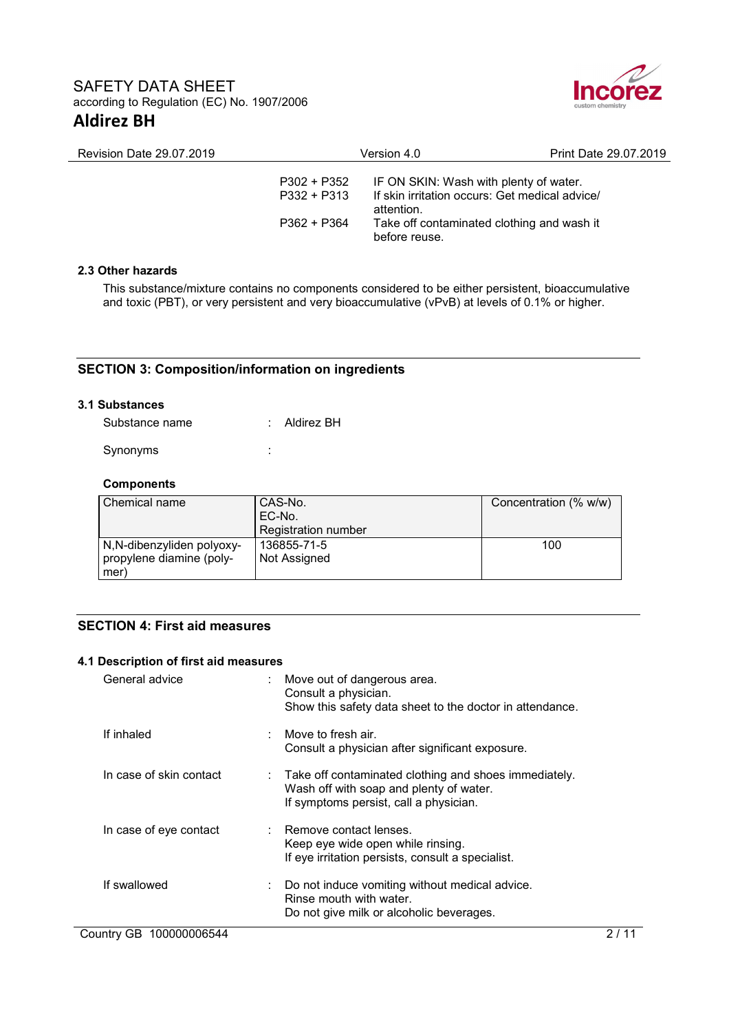| | |
|---|---|
| P302 + P352 | IF ON SKIN: Wash with plenty of water. |
| P332 + P313 | If skin irritation occurs: Get medical advice/ attention. |
| P362 + P364 | Take off contaminated clothing and wash it before reuse. |

### 2.3 Other hazards

This substance/mixture contains no components considered to be either persistent, bioaccumulative and toxic (PBT), or very persistent and very bioaccumulative (vPvB) at levels of 0.1% or higher.

## SECTION 3: Composition/information on ingredients

### 3.1 Substances

Substance name : Aldirez BH

Synonyms :

**Components**

| Chemical name | CAS-No.<br>EC-No.<br>Registration number | Concentration (% w/w) |
|---|---|---|
| N,N-dibenzyliden polyoxy-propylene diamine (poly-mer) | 136855-71-5<br>Not Assigned | 100 |

## SECTION 4: First aid measures

### 4.1 Description of first aid measures

General advice : Move out of dangerous area.
Consult a physician.
Show this safety data sheet to the doctor in attendance.

If inhaled : Move to fresh air.
Consult a physician after significant exposure.

In case of skin contact : Take off contaminated clothing and shoes immediately.
Wash off with soap and plenty of water.
If symptoms persist, call a physician.

In case of eye contact : Remove contact lenses.
Keep eye wide open while rinsing.
If eye irritation persists, consult a specialist.

If swallowed : Do not induce vomiting without medical advice.
Rinse mouth with water.
Do not give milk or alcoholic beverages.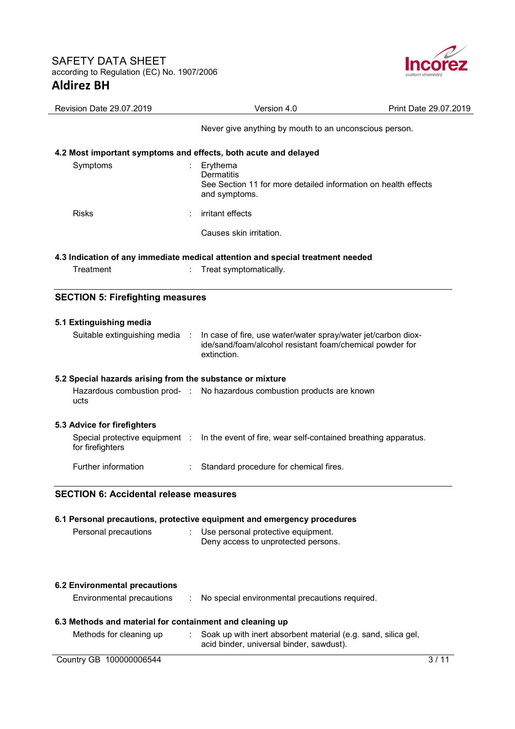Never give anything by mouth to an unconscious person.

**4.2 Most important symptoms and effects, both acute and delayed**

| | | |
|---|---|---|
| Symptoms | : | Erythema<br>Dermatitis<br>See Section 11 for more detailed information on health effects and symptoms. |
| Risks | : | irritant effects<br><br>Causes skin irritation. |

**4.3 Indication of any immediate medical attention and special treatment needed**

| | | |
|---|---|---|
| Treatment | : | Treat symptomatically. |

## SECTION 5: Firefighting measures

**5.1 Extinguishing media**

| | | |
|---|---|---|
| Suitable extinguishing media | : | In case of fire, use water/water spray/water jet/carbon dioxide/sand/foam/alcohol resistant foam/chemical powder for extinction. |

**5.2 Special hazards arising from the substance or mixture**

| | | |
|---|---|---|
| Hazardous combustion products | : | No hazardous combustion products are known |

**5.3 Advice for firefighters**

| | | |
|---|---|---|
| Special protective equipment for firefighters | : | In the event of fire, wear self-contained breathing apparatus. |
| Further information | : | Standard procedure for chemical fires. |

## SECTION 6: Accidental release measures

**6.1 Personal precautions, protective equipment and emergency procedures**

| | | |
|---|---|---|
| Personal precautions | : | Use personal protective equipment.<br>Deny access to unprotected persons. |

**6.2 Environmental precautions**

| | | |
|---|---|---|
| Environmental precautions | : | No special environmental precautions required. |

**6.3 Methods and material for containment and cleaning up**

| | | |
|---|---|---|
| Methods for cleaning up | : | Soak up with inert absorbent material (e.g. sand, silica gel, acid binder, universal binder, sawdust). |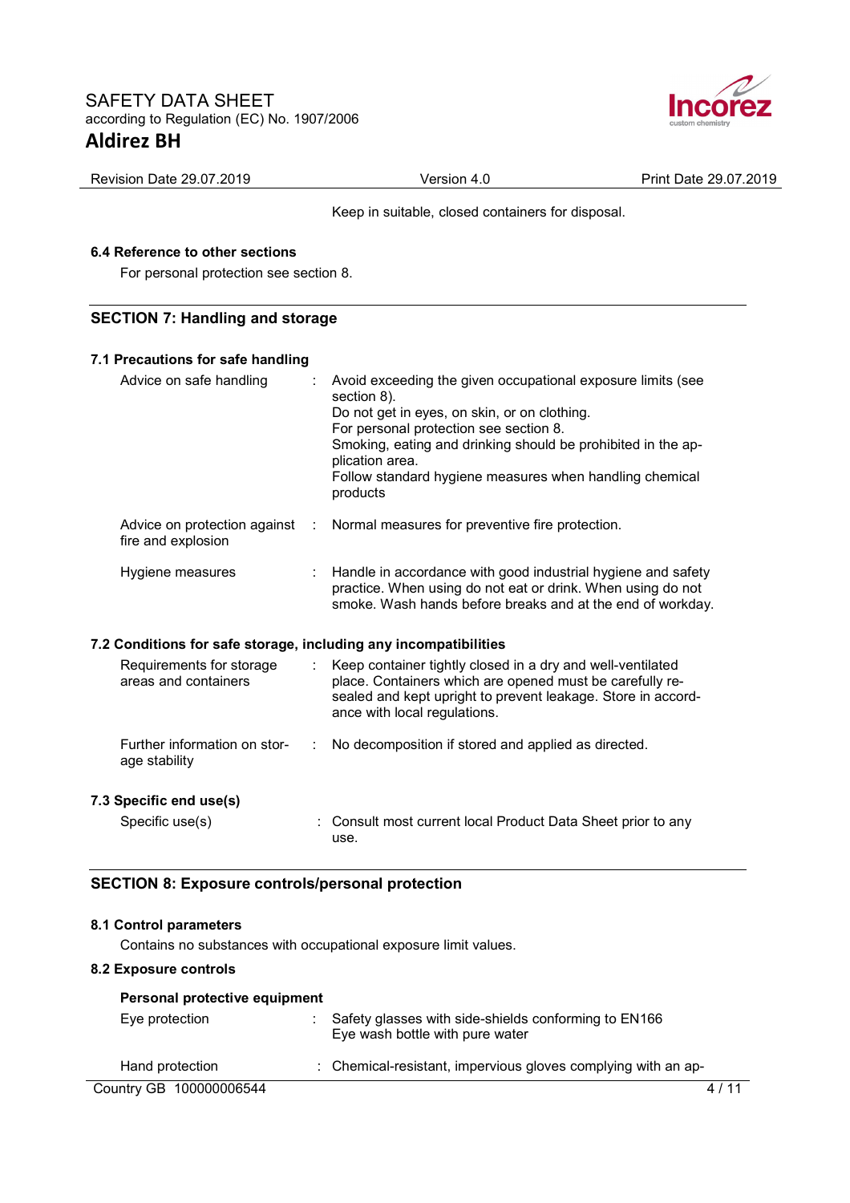Keep in suitable, closed containers for disposal.

### 6.4 Reference to other sections

For personal protection see section 8.

## SECTION 7: Handling and storage

### 7.1 Precautions for safe handling

| | | |
|---|---|---|
| Advice on safe handling | : | Avoid exceeding the given occupational exposure limits (see section 8).<br>Do not get in eyes, on skin, or on clothing.<br>For personal protection see section 8.<br>Smoking, eating and drinking should be prohibited in the application area.<br>Follow standard hygiene measures when handling chemical products |
| Advice on protection against fire and explosion | : | Normal measures for preventive fire protection. |
| Hygiene measures | : | Handle in accordance with good industrial hygiene and safety practice. When using do not eat or drink. When using do not smoke. Wash hands before breaks and at the end of workday. |

### 7.2 Conditions for safe storage, including any incompatibilities

| | | |
|---|---|---|
| Requirements for storage areas and containers | : | Keep container tightly closed in a dry and well-ventilated place. Containers which are opened must be carefully resealed and kept upright to prevent leakage. Store in accordance with local regulations. |
| Further information on storage stability | : | No decomposition if stored and applied as directed. |

### 7.3 Specific end use(s)

| | | |
|---|---|---|
| Specific use(s) | : | Consult most current local Product Data Sheet prior to any use. |

## SECTION 8: Exposure controls/personal protection

### 8.1 Control parameters

Contains no substances with occupational exposure limit values.

### 8.2 Exposure controls

**Personal protective equipment**

| | | |
|---|---|---|
| Eye protection | : | Safety glasses with side-shields conforming to EN166<br>Eye wash bottle with pure water |
| Hand protection | : | Chemical-resistant, impervious gloves complying with an ap- |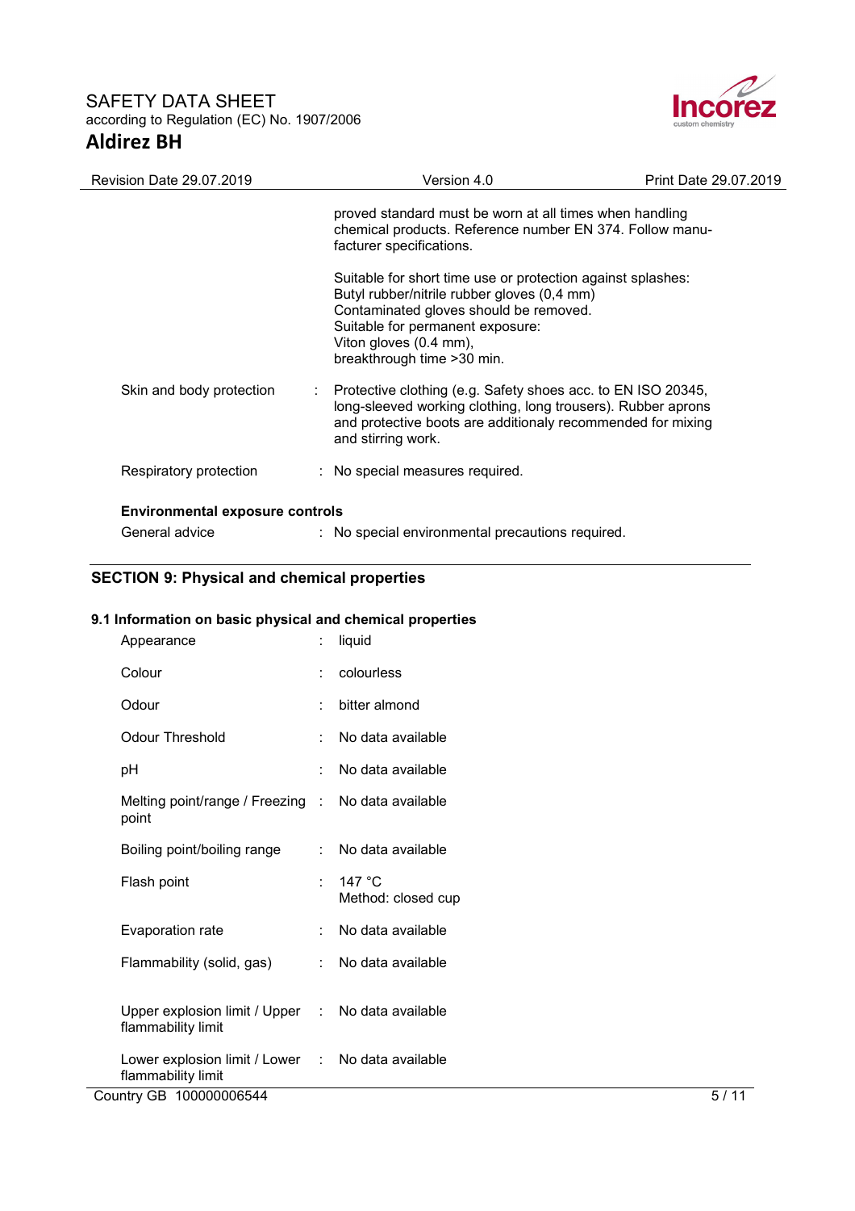proved standard must be worn at all times when handling chemical products. Reference number EN 374. Follow manufacturer specifications.

Suitable for short time use or protection against splashes:
Butyl rubber/nitrile rubber gloves (0,4 mm)
Contaminated gloves should be removed.
Suitable for permanent exposure:
Viton gloves (0.4 mm),
breakthrough time >30 min.

| | | |
|---|---|---|
| Skin and body protection | : | Protective clothing (e.g. Safety shoes acc. to EN ISO 20345, long-sleeved working clothing, long trousers). Rubber aprons and protective boots are additionaly recommended for mixing and stirring work. |
| Respiratory protection | : | No special measures required. |

**Environmental exposure controls**

| | | |
|---|---|---|
| General advice | : | No special environmental precautions required. |

## SECTION 9: Physical and chemical properties

### 9.1 Information on basic physical and chemical properties

| | | |
|---|---|---|
| Appearance | : | liquid |
| Colour | : | colourless |
| Odour | : | bitter almond |
| Odour Threshold | : | No data available |
| pH | : | No data available |
| Melting point/range / Freezing point | : | No data available |
| Boiling point/boiling range | : | No data available |
| Flash point | : | 147 °C<br>Method: closed cup |
| Evaporation rate | : | No data available |
| Flammability (solid, gas) | : | No data available |
| Upper explosion limit / Upper flammability limit | : | No data available |
| Lower explosion limit / Lower flammability limit | : | No data available |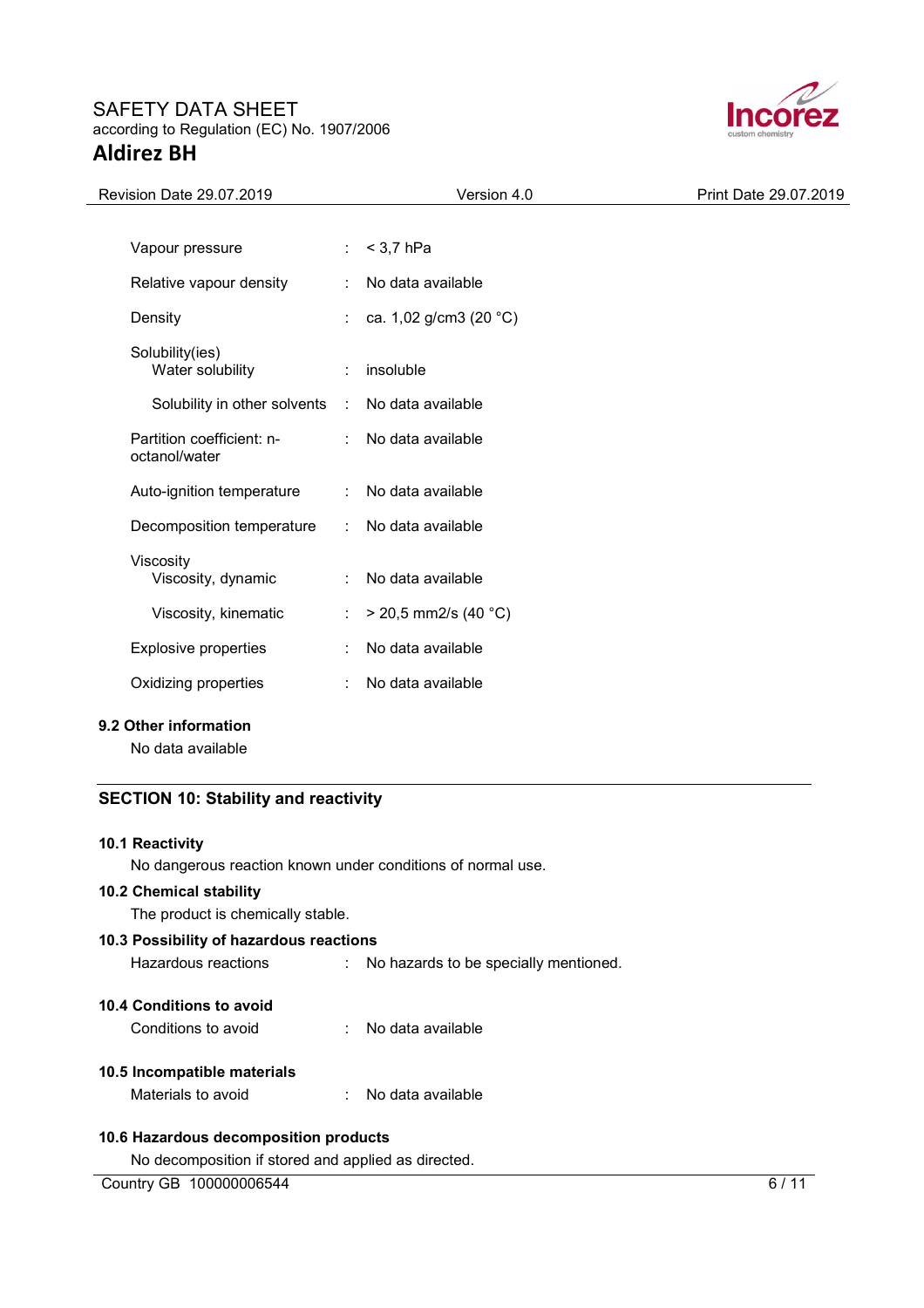| | | |
|---|---|---|
| Vapour pressure | : | < 3,7 hPa |
| Relative vapour density | : | No data available |
| Density | : | ca. 1,02 g/cm3 (20 °C) |
| Solubility(ies)<br>Water solubility | : | insoluble |
| Solubility in other solvents | : | No data available |
| Partition coefficient: n-octanol/water | : | No data available |
| Auto-ignition temperature | : | No data available |
| Decomposition temperature | : | No data available |
| Viscosity<br>Viscosity, dynamic | : | No data available |
| Viscosity, kinematic | : | > 20,5 mm2/s (40 °C) |
| Explosive properties | : | No data available |
| Oxidizing properties | : | No data available |

### 9.2 Other information

No data available

## SECTION 10: Stability and reactivity

### 10.1 Reactivity

No dangerous reaction known under conditions of normal use.

### 10.2 Chemical stability

The product is chemically stable.

### 10.3 Possibility of hazardous reactions

Hazardous reactions : No hazards to be specially mentioned.

### 10.4 Conditions to avoid

Conditions to avoid : No data available

### 10.5 Incompatible materials

Materials to avoid : No data available

### 10.6 Hazardous decomposition products

No decomposition if stored and applied as directed.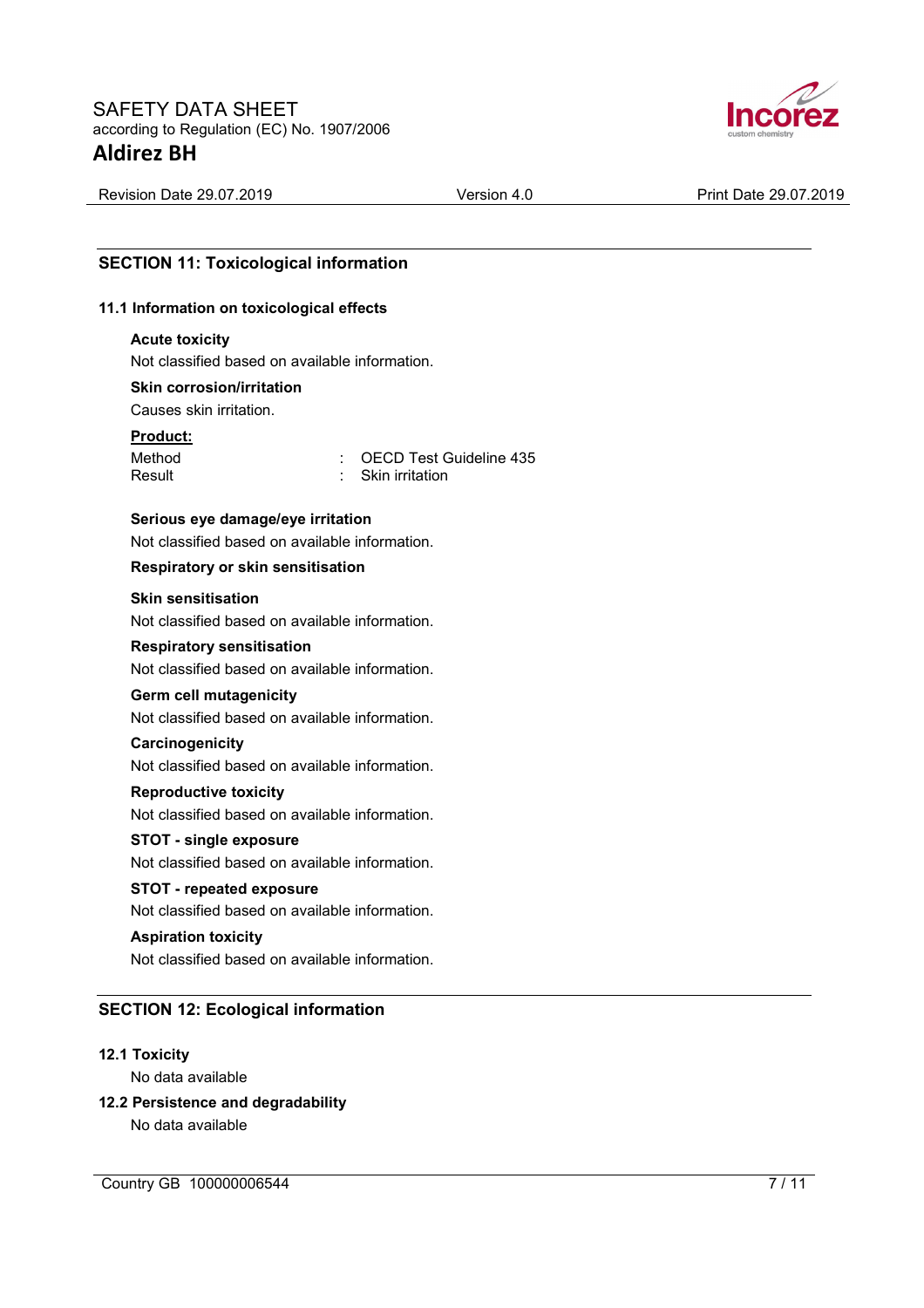## SECTION 11: Toxicological information

### 11.1 Information on toxicological effects

**Acute toxicity**

Not classified based on available information.

**Skin corrosion/irritation**

Causes skin irritation.

**Product:**

| | | |
|---|---|---|
| Method | : | OECD Test Guideline 435 |
| Result | : | Skin irritation |

**Serious eye damage/eye irritation**

Not classified based on available information.

**Respiratory or skin sensitisation**

**Skin sensitisation**

Not classified based on available information.

**Respiratory sensitisation**

Not classified based on available information.

**Germ cell mutagenicity**

Not classified based on available information.

**Carcinogenicity**

Not classified based on available information.

**Reproductive toxicity**

Not classified based on available information.

**STOT - single exposure**

Not classified based on available information.

**STOT - repeated exposure**

Not classified based on available information.

**Aspiration toxicity**

Not classified based on available information.

## SECTION 12: Ecological information

### 12.1 Toxicity

No data available

### 12.2 Persistence and degradability

No data available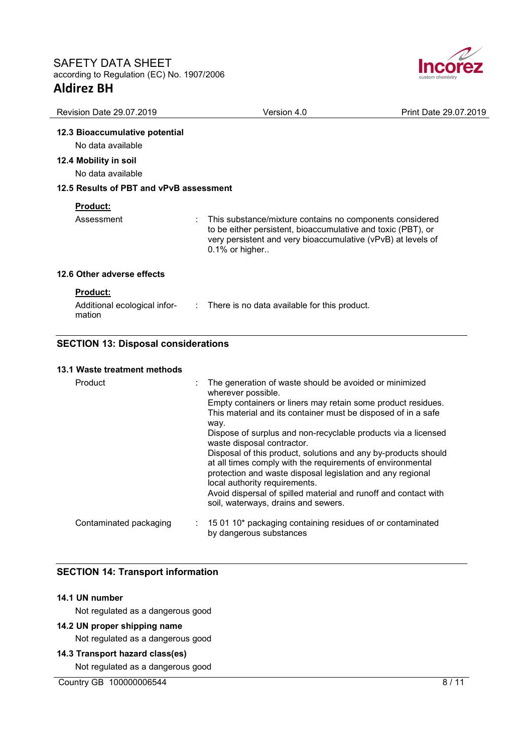### 12.3 Bioaccumulative potential

No data available

### 12.4 Mobility in soil

No data available

### 12.5 Results of PBT and vPvB assessment

**Product:**

| | | |
|---|---|---|
| Assessment | : | This substance/mixture contains no components considered to be either persistent, bioaccumulative and toxic (PBT), or very persistent and very bioaccumulative (vPvB) at levels of 0.1% or higher.. |

### 12.6 Other adverse effects

**Product:**

| | | |
|---|---|---|
| Additional ecological information | : | There is no data available for this product. |

## SECTION 13: Disposal considerations

### 13.1 Waste treatment methods

| | | |
|---|---|---|
| Product | : | The generation of waste should be avoided or minimized wherever possible. Empty containers or liners may retain some product residues. This material and its container must be disposed of in a safe way. Dispose of surplus and non-recyclable products via a licensed waste disposal contractor. Disposal of this product, solutions and any by-products should at all times comply with the requirements of environmental protection and waste disposal legislation and any regional local authority requirements. Avoid dispersal of spilled material and runoff and contact with soil, waterways, drains and sewers. |
| Contaminated packaging | : | 15 01 10* packaging containing residues of or contaminated by dangerous substances |

## SECTION 14: Transport information

### 14.1 UN number

Not regulated as a dangerous good

### 14.2 UN proper shipping name

Not regulated as a dangerous good

### 14.3 Transport hazard class(es)

Not regulated as a dangerous good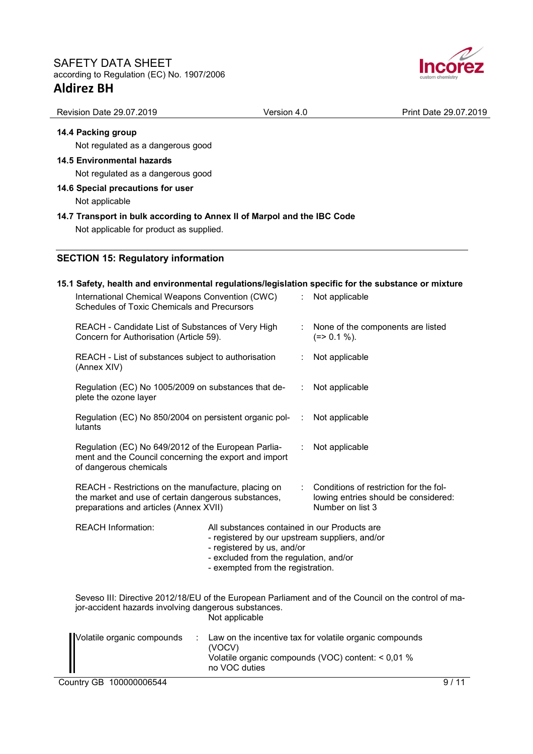### 14.4 Packing group

Not regulated as a dangerous good

### 14.5 Environmental hazards

Not regulated as a dangerous good

### 14.6 Special precautions for user

Not applicable

### 14.7 Transport in bulk according to Annex II of Marpol and the IBC Code

Not applicable for product as supplied.

## SECTION 15: Regulatory information

### 15.1 Safety, health and environmental regulations/legislation specific for the substance or mixture

| | |
|---|---|
| International Chemical Weapons Convention (CWC) Schedules of Toxic Chemicals and Precursors | : Not applicable |
| REACH - Candidate List of Substances of Very High Concern for Authorisation (Article 59). | : None of the components are listed (=> 0.1 %). |
| REACH - List of substances subject to authorisation (Annex XIV) | : Not applicable |
| Regulation (EC) No 1005/2009 on substances that deplete the ozone layer | : Not applicable |
| Regulation (EC) No 850/2004 on persistent organic pollutants | : Not applicable |
| Regulation (EC) No 649/2012 of the European Parliament and the Council concerning the export and import of dangerous chemicals | : Not applicable |
| REACH - Restrictions on the manufacture, placing on the market and use of certain dangerous substances, preparations and articles (Annex XVII) | : Conditions of restriction for the following entries should be considered: Number on list 3 |

REACH Information: All substances contained in our Products are
- registered by our upstream suppliers, and/or
- registered by us, and/or
- excluded from the regulation, and/or
- exempted from the registration.

Seveso III: Directive 2012/18/EU of the European Parliament and of the Council on the control of major-accident hazards involving dangerous substances.
Not applicable

Volatile organic compounds : Law on the incentive tax for volatile organic compounds (VOCV)
Volatile organic compounds (VOC) content: < 0,01 %
no VOC duties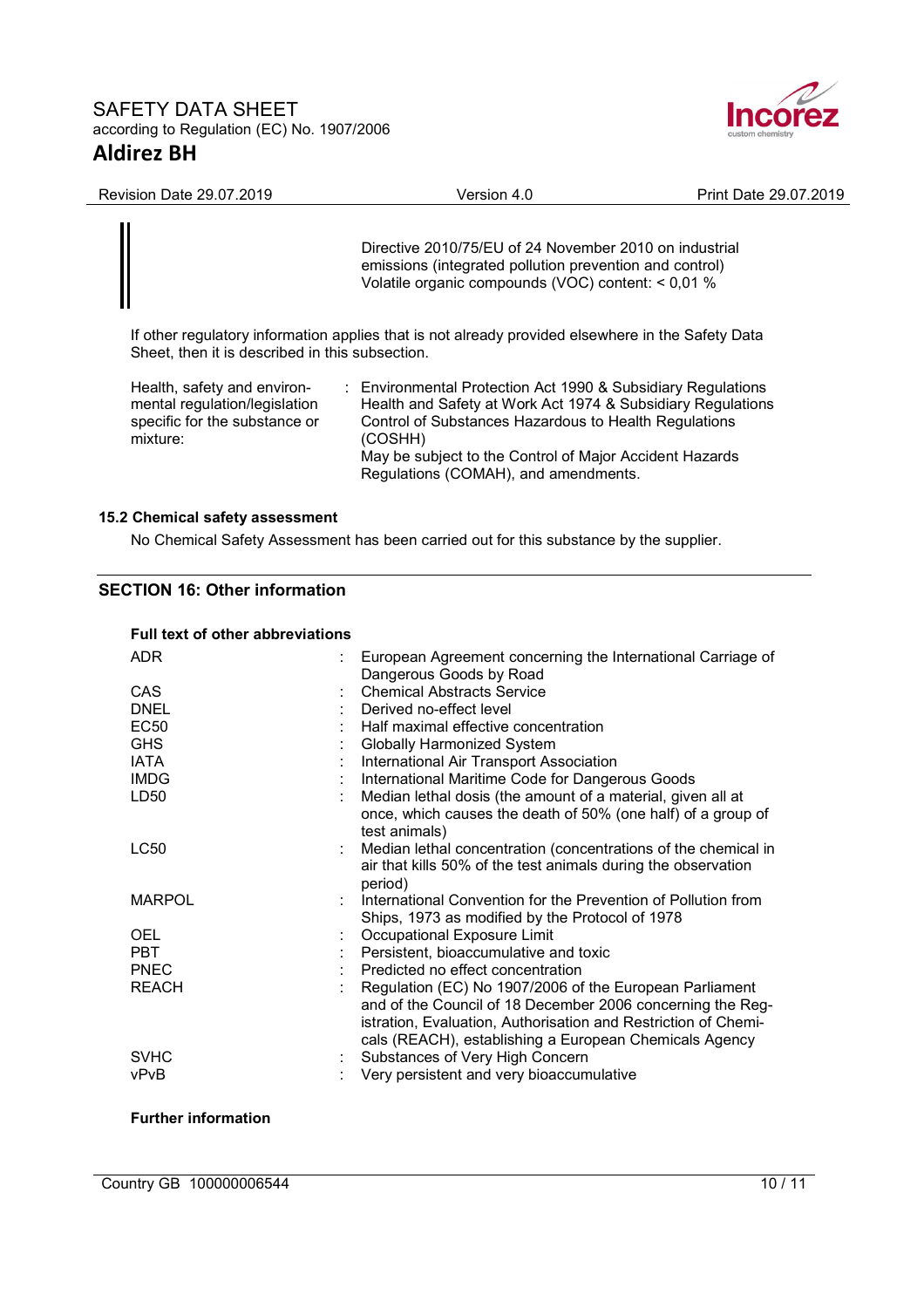Directive 2010/75/EU of 24 November 2010 on industrial emissions (integrated pollution prevention and control)
Volatile organic compounds (VOC) content: < 0,01 %

If other regulatory information applies that is not already provided elsewhere in the Safety Data Sheet, then it is described in this subsection.

| | |
|---|---|
| Health, safety and environmental regulation/legislation specific for the substance or mixture: | Environmental Protection Act 1990 & Subsidiary Regulations<br>Health and Safety at Work Act 1974 & Subsidiary Regulations<br>Control of Substances Hazardous to Health Regulations (COSHH)<br>May be subject to the Control of Major Accident Hazards Regulations (COMAH), and amendments. |

### 15.2 Chemical safety assessment

No Chemical Safety Assessment has been carried out for this substance by the supplier.

## SECTION 16: Other information

**Full text of other abbreviations**

| | |
|---|---|
| ADR | European Agreement concerning the International Carriage of Dangerous Goods by Road |
| CAS | Chemical Abstracts Service |
| DNEL | Derived no-effect level |
| EC50 | Half maximal effective concentration |
| GHS | Globally Harmonized System |
| IATA | International Air Transport Association |
| IMDG | International Maritime Code for Dangerous Goods |
| LD50 | Median lethal dosis (the amount of a material, given all at once, which causes the death of 50% (one half) of a group of test animals) |
| LC50 | Median lethal concentration (concentrations of the chemical in air that kills 50% of the test animals during the observation period) |
| MARPOL | International Convention for the Prevention of Pollution from Ships, 1973 as modified by the Protocol of 1978 |
| OEL | Occupational Exposure Limit |
| PBT | Persistent, bioaccumulative and toxic |
| PNEC | Predicted no effect concentration |
| REACH | Regulation (EC) No 1907/2006 of the European Parliament and of the Council of 18 December 2006 concerning the Registration, Evaluation, Authorisation and Restriction of Chemicals (REACH), establishing a European Chemicals Agency |
| SVHC | Substances of Very High Concern |
| vPvB | Very persistent and very bioaccumulative |

**Further information**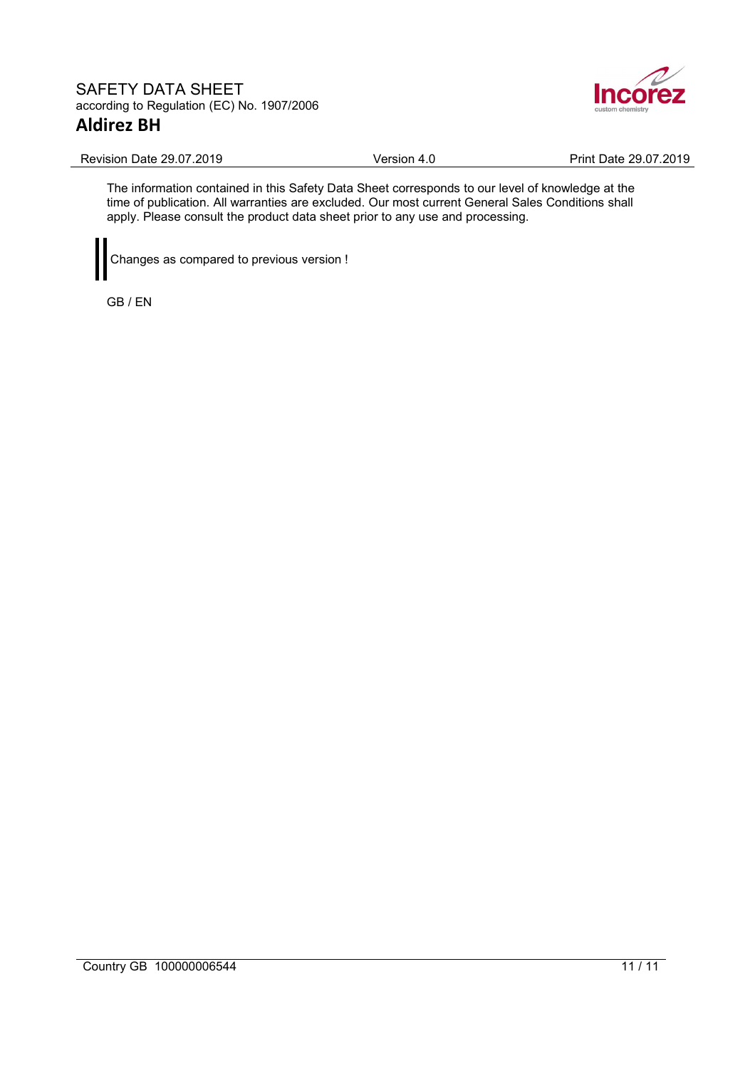The information contained in this Safety Data Sheet corresponds to our level of knowledge at the time of publication. All warranties are excluded. Our most current General Sales Conditions shall apply. Please consult the product data sheet prior to any use and processing.

Changes as compared to previous version !

GB / EN